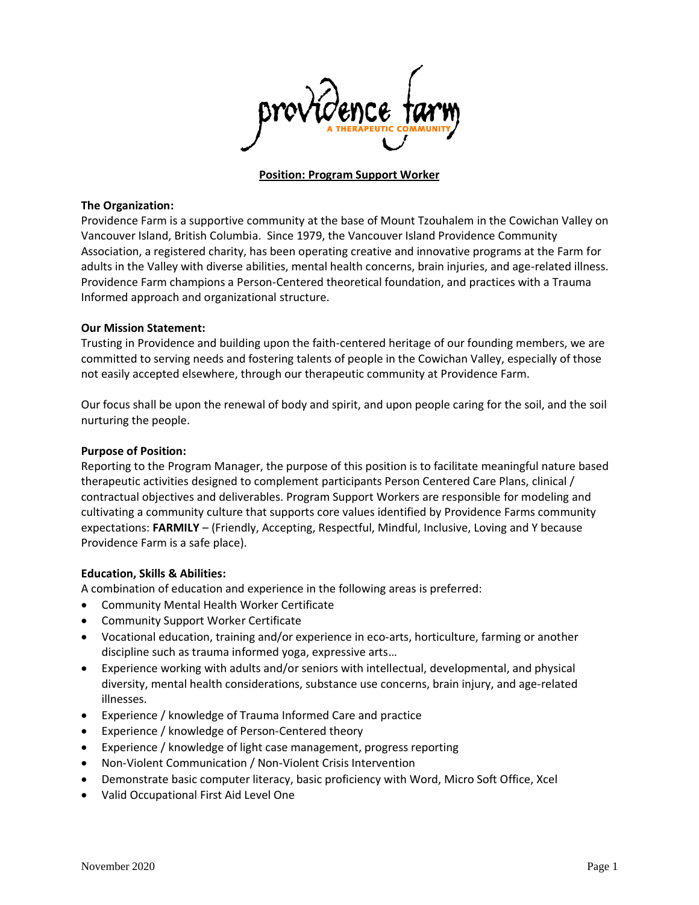providence farm
A THERAPEUTIC COMMUNITY

**Position: Program Support Worker**

**The Organization:**
Providence Farm is a supportive community at the base of Mount Tzouhalem in the Cowichan Valley on Vancouver Island, British Columbia. Since 1979, the Vancouver Island Providence Community Association, a registered charity, has been operating creative and innovative programs at the Farm for adults in the Valley with diverse abilities, mental health concerns, brain injuries, and age-related illness. Providence Farm champions a Person-Centered theoretical foundation, and practices with a Trauma Informed approach and organizational structure.

**Our Mission Statement:**
Trusting in Providence and building upon the faith-centered heritage of our founding members, we are committed to serving needs and fostering talents of people in the Cowichan Valley, especially of those not easily accepted elsewhere, through our therapeutic community at Providence Farm.

Our focus shall be upon the renewal of body and spirit, and upon people caring for the soil, and the soil nurturing the people.

**Purpose of Position:**
Reporting to the Program Manager, the purpose of this position is to facilitate meaningful nature based therapeutic activities designed to complement participants Person Centered Care Plans, clinical / contractual objectives and deliverables. Program Support Workers are responsible for modeling and cultivating a community culture that supports core values identified by Providence Farms community expectations: **FARMILY** – (Friendly, Accepting, Respectful, Mindful, Inclusive, Loving and Y because Providence Farm is a safe place).

**Education, Skills & Abilities:**
A combination of education and experience in the following areas is preferred:

- Community Mental Health Worker Certificate
- Community Support Worker Certificate
- Vocational education, training and/or experience in eco-arts, horticulture, farming or another discipline such as trauma informed yoga, expressive arts…
- Experience working with adults and/or seniors with intellectual, developmental, and physical diversity, mental health considerations, substance use concerns, brain injury, and age-related illnesses.
- Experience / knowledge of Trauma Informed Care and practice
- Experience / knowledge of Person-Centered theory
- Experience / knowledge of light case management, progress reporting
- Non-Violent Communication / Non-Violent Crisis Intervention
- Demonstrate basic computer literacy, basic proficiency with Word, Micro Soft Office, Xcel
- Valid Occupational First Aid Level One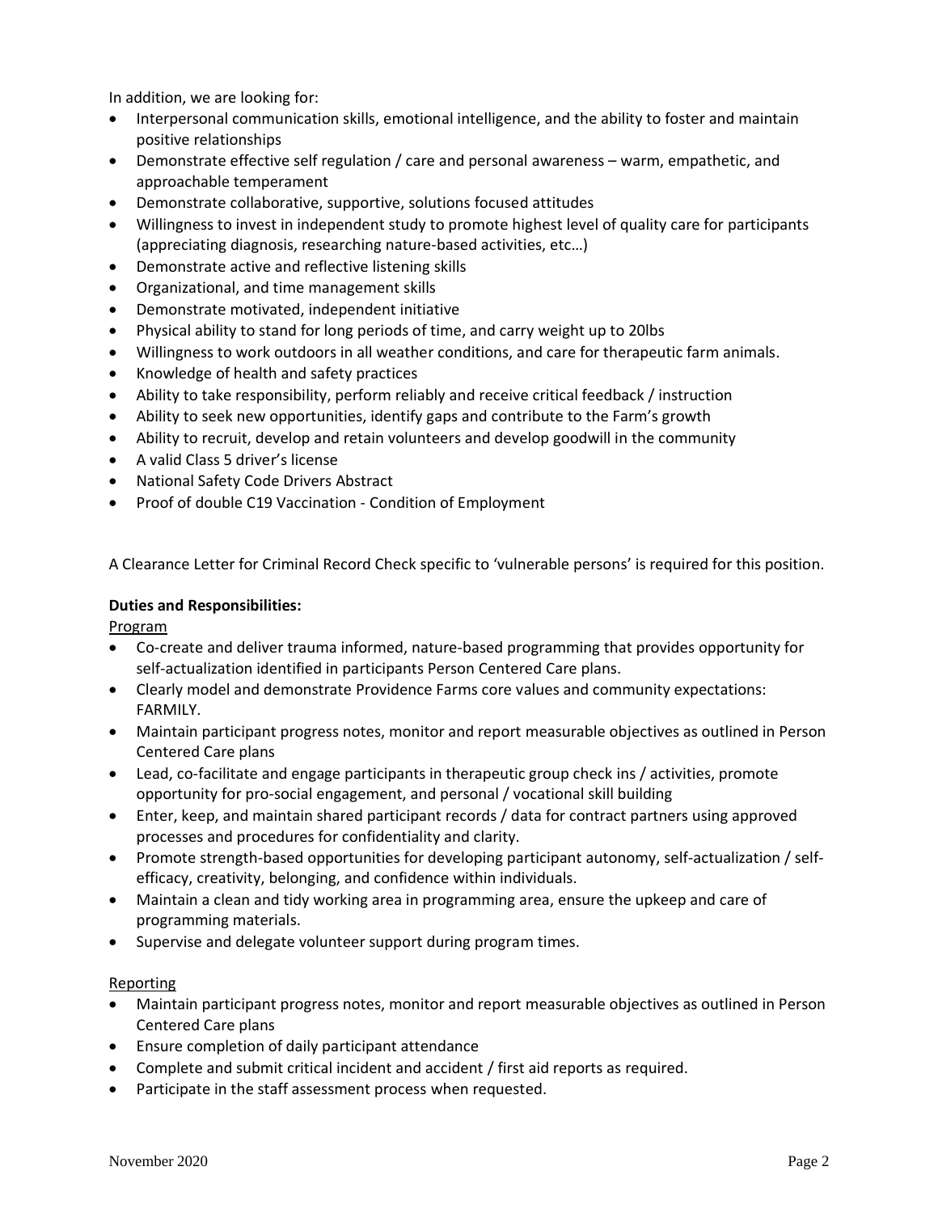In addition, we are looking for:

- Interpersonal communication skills, emotional intelligence, and the ability to foster and maintain positive relationships
- Demonstrate effective self regulation / care and personal awareness – warm, empathetic, and approachable temperament
- Demonstrate collaborative, supportive, solutions focused attitudes
- Willingness to invest in independent study to promote highest level of quality care for participants (appreciating diagnosis, researching nature-based activities, etc…)
- Demonstrate active and reflective listening skills
- Organizational, and time management skills
- Demonstrate motivated, independent initiative
- Physical ability to stand for long periods of time, and carry weight up to 20lbs
- Willingness to work outdoors in all weather conditions, and care for therapeutic farm animals.
- Knowledge of health and safety practices
- Ability to take responsibility, perform reliably and receive critical feedback / instruction
- Ability to seek new opportunities, identify gaps and contribute to the Farm's growth
- Ability to recruit, develop and retain volunteers and develop goodwill in the community
- A valid Class 5 driver's license
- National Safety Code Drivers Abstract
- Proof of double C19 Vaccination - Condition of Employment

A Clearance Letter for Criminal Record Check specific to 'vulnerable persons' is required for this position.

**Duties and Responsibilities:**

Program

- Co-create and deliver trauma informed, nature-based programming that provides opportunity for self-actualization identified in participants Person Centered Care plans.
- Clearly model and demonstrate Providence Farms core values and community expectations: FARMILY.
- Maintain participant progress notes, monitor and report measurable objectives as outlined in Person Centered Care plans
- Lead, co-facilitate and engage participants in therapeutic group check ins / activities, promote opportunity for pro-social engagement, and personal / vocational skill building
- Enter, keep, and maintain shared participant records / data for contract partners using approved processes and procedures for confidentiality and clarity.
- Promote strength-based opportunities for developing participant autonomy, self-actualization / self-efficacy, creativity, belonging, and confidence within individuals.
- Maintain a clean and tidy working area in programming area, ensure the upkeep and care of programming materials.
- Supervise and delegate volunteer support during program times.

Reporting

- Maintain participant progress notes, monitor and report measurable objectives as outlined in Person Centered Care plans
- Ensure completion of daily participant attendance
- Complete and submit critical incident and accident / first aid reports as required.
- Participate in the staff assessment process when requested.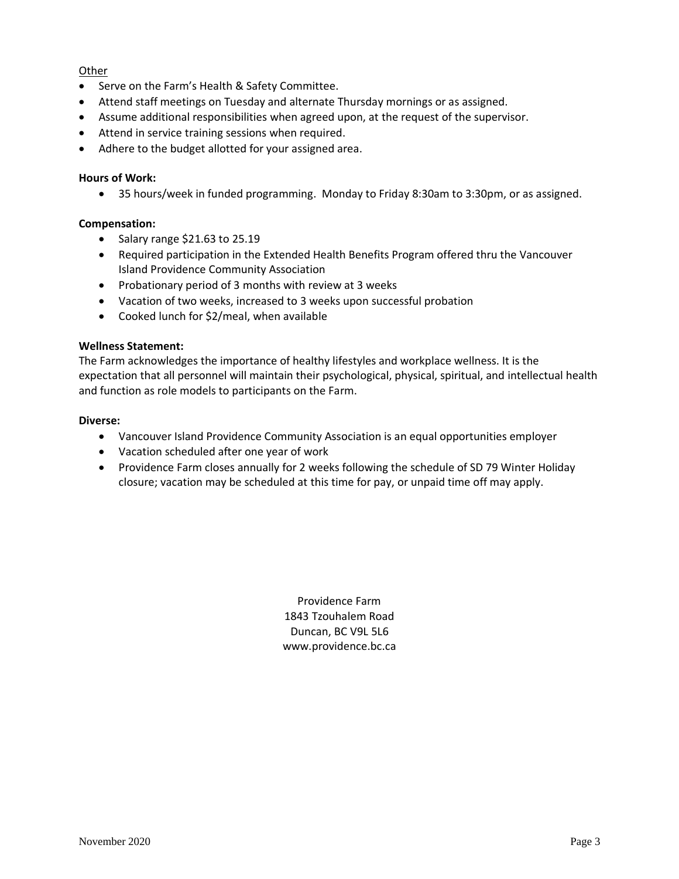Other

- Serve on the Farm's Health & Safety Committee.
- Attend staff meetings on Tuesday and alternate Thursday mornings or as assigned.
- Assume additional responsibilities when agreed upon, at the request of the supervisor.
- Attend in service training sessions when required.
- Adhere to the budget allotted for your assigned area.

**Hours of Work:**

- 35 hours/week in funded programming. Monday to Friday 8:30am to 3:30pm, or as assigned.

**Compensation:**

- Salary range $21.63 to 25.19
- Required participation in the Extended Health Benefits Program offered thru the Vancouver Island Providence Community Association
- Probationary period of 3 months with review at 3 weeks
- Vacation of two weeks, increased to 3 weeks upon successful probation
- Cooked lunch for $2/meal, when available

**Wellness Statement:**

The Farm acknowledges the importance of healthy lifestyles and workplace wellness. It is the expectation that all personnel will maintain their psychological, physical, spiritual, and intellectual health and function as role models to participants on the Farm.

**Diverse:**

- Vancouver Island Providence Community Association is an equal opportunities employer
- Vacation scheduled after one year of work
- Providence Farm closes annually for 2 weeks following the schedule of SD 79 Winter Holiday closure; vacation may be scheduled at this time for pay, or unpaid time off may apply.

Providence Farm
1843 Tzouhalem Road
Duncan, BC V9L 5L6
www.providence.bc.ca

November 2020